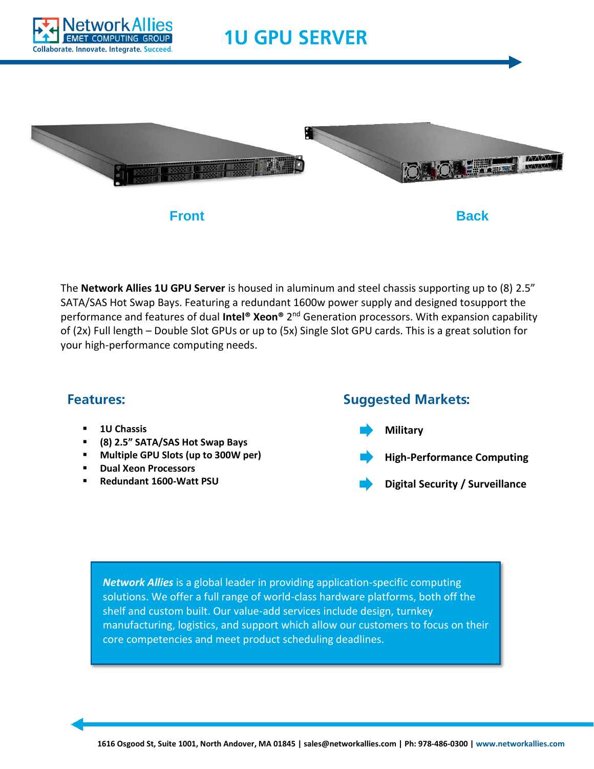# 1U GPU SERVER

Front

Back

The **Network Allies 1U GPU Server** is housed in aluminum and steel chassis supporting up to (8) 2.5" SATA/SAS Hot Swap Bays. Featuring a redundant 1600w power supply and designed tosupport the performance and features of dual **Intel® Xeon®** 2nd Generation processors. With expansion capability of (2x) Full length – Double Slot GPUs or up to (5x) Single Slot GPU cards. This is a great solution for your high-performance computing needs.

## Features:

- **1U Chassis**
- **(8) 2.5" SATA/SAS Hot Swap Bays**
- **Multiple GPU Slots (up to 300W per)**
- **Dual Xeon Processors**
- **Redundant 1600-Watt PSU**

## Suggested Markets:

- **Military**
- **High-Performance Computing**
- **Digital Security / Surveillance**

***Network Allies*** is a global leader in providing application-specific computing solutions. We offer a full range of world-class hardware platforms, both off the shelf and custom built. Our value-add services include design, turnkey manufacturing, logistics, and support which allow our customers to focus on their core competencies and meet product scheduling deadlines.

**1616 Osgood St, Suite 1001, North Andover, MA 01845 | sales@networkallies.com | Ph: 978-486-0300 | www.networkallies.com**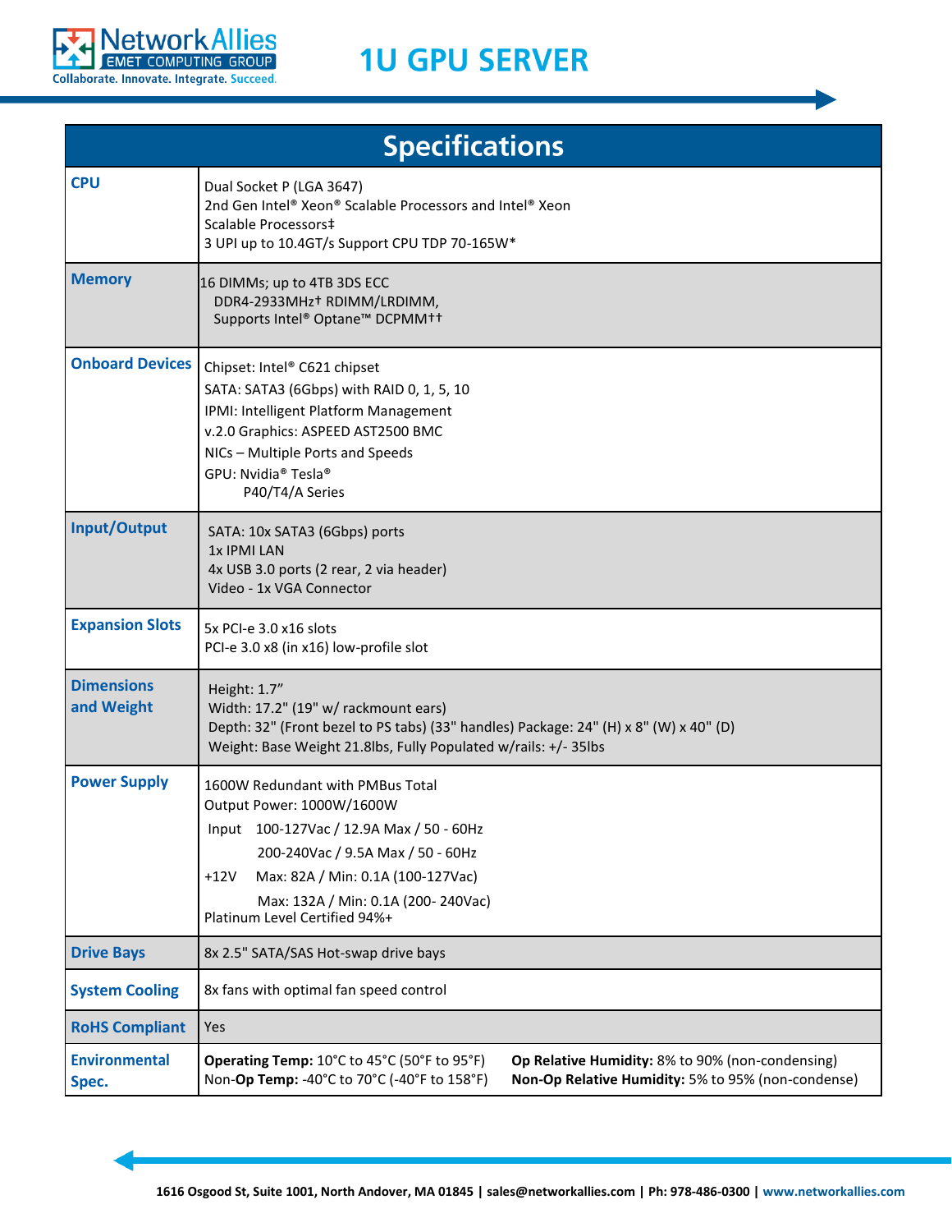# 1U GPU SERVER

| Specifications | |
|---|---|
| **CPU** | Dual Socket P (LGA 3647)<br>2nd Gen Intel® Xeon® Scalable Processors and Intel® Xeon Scalable Processors‡<br>3 UPI up to 10.4GT/s Support CPU TDP 70-165W* |
| **Memory** | 16 DIMMs; up to 4TB 3DS ECC<br>DDR4-2933MHz† RDIMM/LRDIMM,<br>Supports Intel® Optane™ DCPMM†† |
| **Onboard Devices** | Chipset: Intel® C621 chipset<br>SATA: SATA3 (6Gbps) with RAID 0, 1, 5, 10<br>IPMI: Intelligent Platform Management<br>v.2.0 Graphics: ASPEED AST2500 BMC<br>NICs – Multiple Ports and Speeds<br>GPU: Nvidia® Tesla®<br>P40/T4/A Series |
| **Input/Output** | SATA: 10x SATA3 (6Gbps) ports<br>1x IPMI LAN<br>4x USB 3.0 ports (2 rear, 2 via header)<br>Video - 1x VGA Connector |
| **Expansion Slots** | 5x PCI-e 3.0 x16 slots<br>PCI-e 3.0 x8 (in x16) low-profile slot |
| **Dimensions and Weight** | Height: 1.7"<br>Width: 17.2" (19" w/ rackmount ears)<br>Depth: 32" (Front bezel to PS tabs) (33" handles) Package: 24" (H) x 8" (W) x 40" (D)<br>Weight: Base Weight 21.8lbs, Fully Populated w/rails: +/- 35lbs |
| **Power Supply** | 1600W Redundant with PMBus Total<br>Output Power: 1000W/1600W<br>Input 100-127Vac / 12.9A Max / 50 - 60Hz<br>200-240Vac / 9.5A Max / 50 - 60Hz<br>+12V Max: 82A / Min: 0.1A (100-127Vac)<br>Max: 132A / Min: 0.1A (200- 240Vac)<br>Platinum Level Certified 94%+ |
| **Drive Bays** | 8x 2.5" SATA/SAS Hot-swap drive bays |
| **System Cooling** | 8x fans with optimal fan speed control |
| **RoHS Compliant** | Yes |
| **Environmental Spec.** | **Operating Temp:** 10°C to 45°C (50°F to 95°F)<br>Non-**Op Temp:** -40°C to 70°C (-40°F to 158°F)<br>**Op Relative Humidity:** 8% to 90% (non-condensing)<br>**Non-Op Relative Humidity:** 5% to 95% (non-condense) |

**1616 Osgood St, Suite 1001, North Andover, MA 01845 | sales@networkallies.com | Ph: 978-486-0300 | www.networkallies.com**